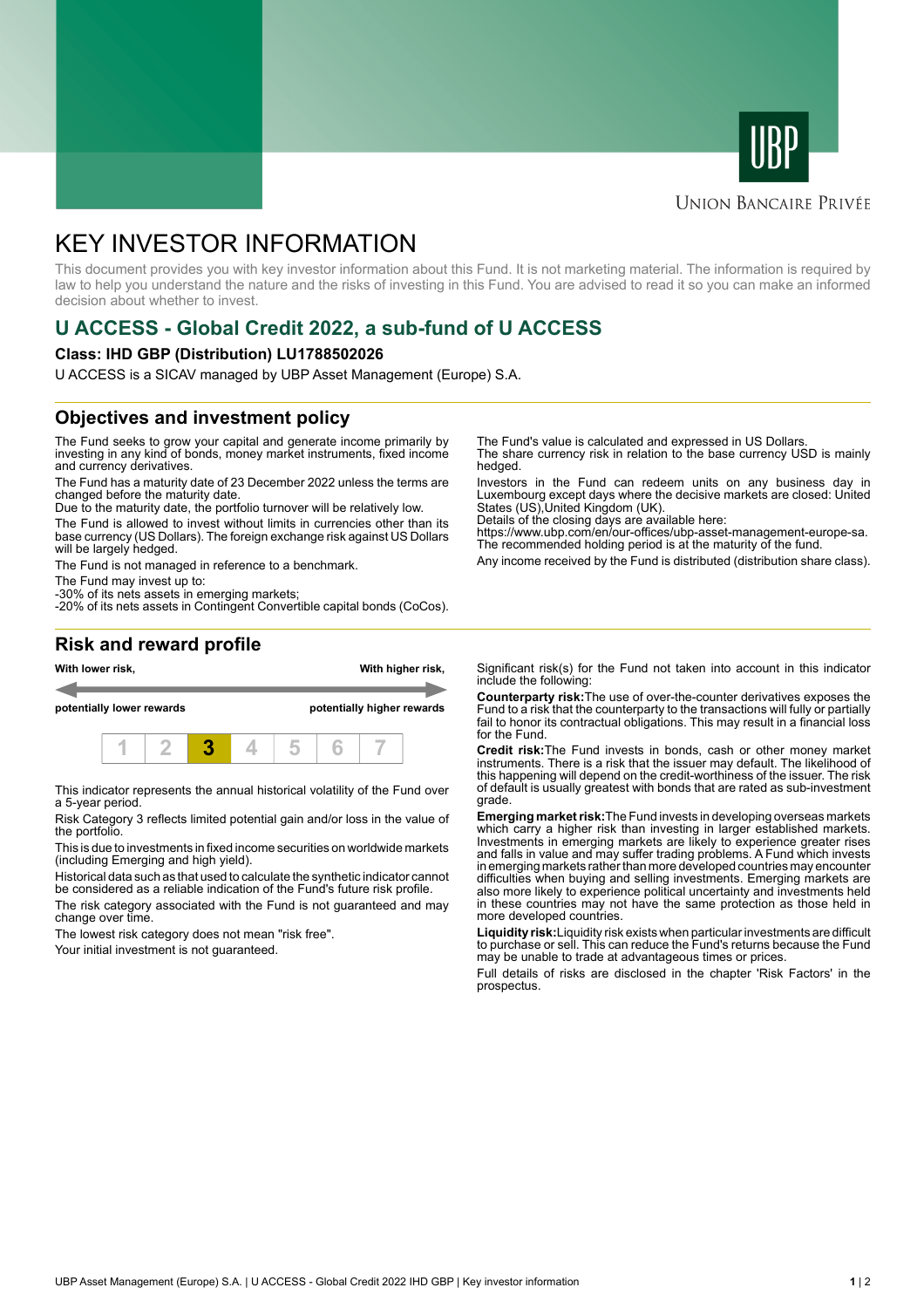UNION BANCAIRE PRIVÉE

# KEY INVESTOR INFORMATION

This document provides you with key investor information about this Fund. It is not marketing material. The information is required by law to help you understand the nature and the risks of investing in this Fund. You are advised to read it so you can make an informed decision about whether to invest.

## U ACCESS - Global Credit 2022, a sub-fund of U ACCESS

**Class: IHD GBP (Distribution) LU1788502026**

U ACCESS is a SICAV managed by UBP Asset Management (Europe) S.A.

## Objectives and investment policy

The Fund seeks to grow your capital and generate income primarily by investing in any kind of bonds, money market instruments, fixed income and currency derivatives.

The Fund has a maturity date of 23 December 2022 unless the terms are changed before the maturity date.

Due to the maturity date, the portfolio turnover will be relatively low.

The Fund is allowed to invest without limits in currencies other than its base currency (US Dollars). The foreign exchange risk against US Dollars will be largely hedged.

The Fund is not managed in reference to a benchmark.

The Fund may invest up to:
-30% of its nets assets in emerging markets;
-20% of its nets assets in Contingent Convertible capital bonds (CoCos).

The Fund's value is calculated and expressed in US Dollars.
The share currency risk in relation to the base currency USD is mainly hedged.

Investors in the Fund can redeem units on any business day in Luxembourg except days where the decisive markets are closed: United States (US),United Kingdom (UK).
Details of the closing days are available here:
https://www.ubp.com/en/our-offices/ubp-asset-management-europe-sa.
The recommended holding period is at the maturity of the fund.

Any income received by the Fund is distributed (distribution share class).

## Risk and reward profile

**With lower risk,** **potentially lower rewards** ← → **With higher risk,** **potentially higher rewards**

| 1 | 2 | **3** | 4 | 5 | 6 | 7 |
|---|---|---|---|---|---|---|

This indicator represents the annual historical volatility of the Fund over a 5-year period.

Risk Category 3 reflects limited potential gain and/or loss in the value of the portfolio.

This is due to investments in fixed income securities on worldwide markets (including Emerging and high yield).

Historical data such as that used to calculate the synthetic indicator cannot be considered as a reliable indication of the Fund's future risk profile.

The risk category associated with the Fund is not guaranteed and may change over time.

The lowest risk category does not mean "risk free".

Your initial investment is not guaranteed.

Significant risk(s) for the Fund not taken into account in this indicator include the following:

**Counterparty risk:** The use of over-the-counter derivatives exposes the Fund to a risk that the counterparty to the transactions will fully or partially fail to honor its contractual obligations. This may result in a financial loss for the Fund.

**Credit risk:** The Fund invests in bonds, cash or other money market instruments. There is a risk that the issuer may default. The likelihood of this happening will depend on the credit-worthiness of the issuer. The risk of default is usually greatest with bonds that are rated as sub-investment grade.

**Emerging market risk:** The Fund invests in developing overseas markets which carry a higher risk than investing in larger established markets. Investments in emerging markets are likely to experience greater rises and falls in value and may suffer trading problems. A Fund which invests in emerging markets rather than more developed countries may encounter difficulties when buying and selling investments. Emerging markets are also more likely to experience political uncertainty and investments held in these countries may not have the same protection as those held in more developed countries.

**Liquidity risk:** Liquidity risk exists when particular investments are difficult to purchase or sell. This can reduce the Fund's returns because the Fund may be unable to trade at advantageous times or prices.

Full details of risks are disclosed in the chapter 'Risk Factors' in the prospectus.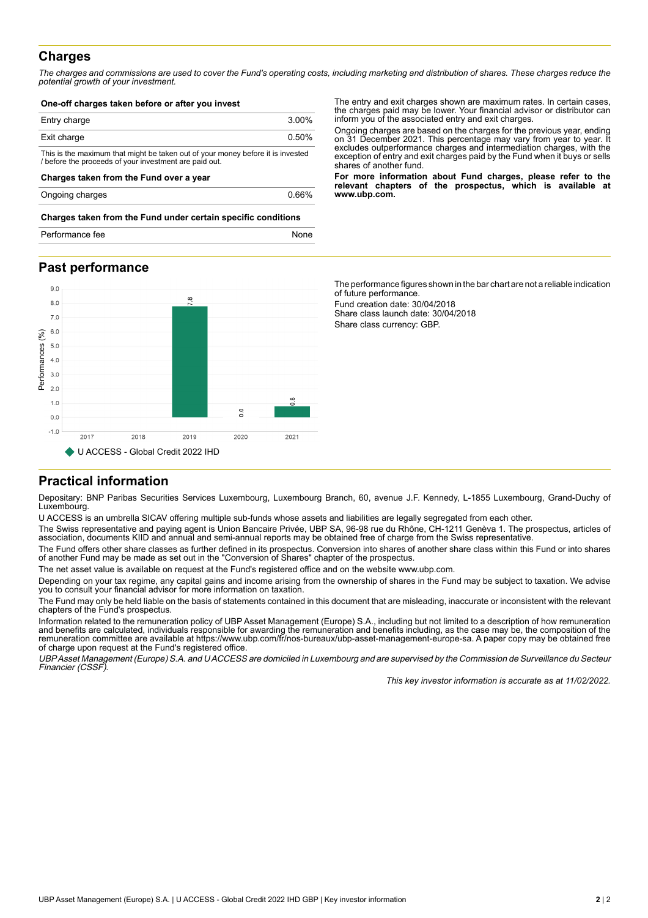## Charges

*The charges and commissions are used to cover the Fund's operating costs, including marketing and distribution of shares. These charges reduce the potential growth of your investment.*

| One-off charges taken before or after you invest | |
|---|---|
| Entry charge | 3.00% |
| Exit charge | 0.50% |

This is the maximum that might be taken out of your money before it is invested / before the proceeds of your investment are paid out.

| Charges taken from the Fund over a year | |
|---|---|
| Ongoing charges | 0.66% |

| Charges taken from the Fund under certain specific conditions | |
|---|---|
| Performance fee | None |

The entry and exit charges shown are maximum rates. In certain cases, the charges paid may be lower. Your financial advisor or distributor can inform you of the associated entry and exit charges.

Ongoing charges are based on the charges for the previous year, ending on 31 December 2021. This percentage may vary from year to year. It excludes outperformance charges and intermediation charges, with the exception of entry and exit charges paid by the Fund when it buys or sells shares of another fund.

**For more information about Fund charges, please refer to the relevant chapters of the prospectus, which is available at www.ubp.com.**

## Past performance

Performances (%)

9.0
8.0
7.0
6.0
5.0
4.0
3.0
2.0
1.0
0.0
-1.0

2017
2018
2019
2020
2021

7.8
0.0
0.8

U ACCESS - Global Credit 2022 IHD

The performance figures shown in the bar chart are not a reliable indication of future performance.

Fund creation date: 30/04/2018

Share class launch date: 30/04/2018

Share class currency: GBP.

## Practical information

Depositary: BNP Paribas Securities Services Luxembourg, Luxembourg Branch, 60, avenue J.F. Kennedy, L-1855 Luxembourg, Grand-Duchy of Luxembourg.

U ACCESS is an umbrella SICAV offering multiple sub-funds whose assets and liabilities are legally segregated from each other.

The Swiss representative and paying agent is Union Bancaire Privée, UBP SA, 96-98 rue du Rhône, CH-1211 Genèva 1. The prospectus, articles of association, documents KIID and annual and semi-annual reports may be obtained free of charge from the Swiss representative.

The Fund offers other share classes as further defined in its prospectus. Conversion into shares of another share class within this Fund or into shares of another Fund may be made as set out in the "Conversion of Shares" chapter of the prospectus.

The net asset value is available on request at the Fund's registered office and on the website www.ubp.com.

Depending on your tax regime, any capital gains and income arising from the ownership of shares in the Fund may be subject to taxation. We advise you to consult your financial advisor for more information on taxation.

The Fund may only be held liable on the basis of statements contained in this document that are misleading, inaccurate or inconsistent with the relevant chapters of the Fund's prospectus.

Information related to the remuneration policy of UBP Asset Management (Europe) S.A., including but not limited to a description of how remuneration and benefits are calculated, individuals responsible for awarding the remuneration and benefits including, as the case may be, the composition of the remuneration committee are available at https://www.ubp.com/fr/nos-bureaux/ubp-asset-management-europe-sa. A paper copy may be obtained free of charge upon request at the Fund's registered office.

*UBP Asset Management (Europe) S.A. and U ACCESS are domiciled in Luxembourg and are supervised by the Commission de Surveillance du Secteur Financier (CSSF).*

*This key investor information is accurate as at 11/02/2022.*